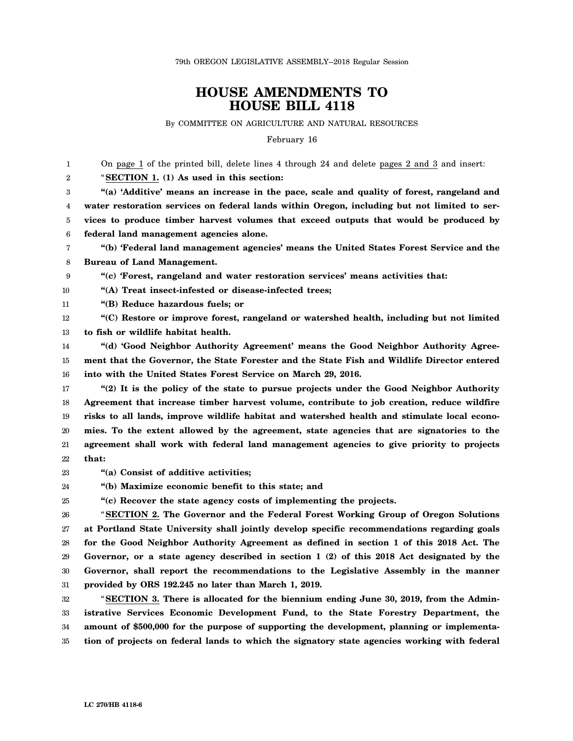79th OREGON LEGISLATIVE ASSEMBLY--2018 Regular Session

# HOUSE AMENDMENTS TO HOUSE BILL 4118

By COMMITTEE ON AGRICULTURE AND NATURAL RESOURCES

February 16

On page 1 of the printed bill, delete lines 4 through 24 and delete pages 2 and 3 and insert:

"**SECTION 1. (1) As used in this section:**

**"(a) 'Additive' means an increase in the pace, scale and quality of forest, rangeland and water restoration services on federal lands within Oregon, including but not limited to services to produce timber harvest volumes that exceed outputs that would be produced by federal land management agencies alone.**

**"(b) 'Federal land management agencies' means the United States Forest Service and the Bureau of Land Management.**

**"(c) 'Forest, rangeland and water restoration services' means activities that:**

**"(A) Treat insect-infested or disease-infected trees;**

**"(B) Reduce hazardous fuels; or**

**"(C) Restore or improve forest, rangeland or watershed health, including but not limited to fish or wildlife habitat health.**

**"(d) 'Good Neighbor Authority Agreement' means the Good Neighbor Authority Agreement that the Governor, the State Forester and the State Fish and Wildlife Director entered into with the United States Forest Service on March 29, 2016.**

**"(2) It is the policy of the state to pursue projects under the Good Neighbor Authority Agreement that increase timber harvest volume, contribute to job creation, reduce wildfire risks to all lands, improve wildlife habitat and watershed health and stimulate local economies. To the extent allowed by the agreement, state agencies that are signatories to the agreement shall work with federal land management agencies to give priority to projects that:**

**"(a) Consist of additive activities;**

**"(b) Maximize economic benefit to this state; and**

**"(c) Recover the state agency costs of implementing the projects.**

"**SECTION 2. The Governor and the Federal Forest Working Group of Oregon Solutions at Portland State University shall jointly develop specific recommendations regarding goals for the Good Neighbor Authority Agreement as defined in section 1 of this 2018 Act. The Governor, or a state agency described in section 1 (2) of this 2018 Act designated by the Governor, shall report the recommendations to the Legislative Assembly in the manner provided by ORS 192.245 no later than March 1, 2019.**

"**SECTION 3. There is allocated for the biennium ending June 30, 2019, from the Administrative Services Economic Development Fund, to the State Forestry Department, the amount of $500,000 for the purpose of supporting the development, planning or implementation of projects on federal lands to which the signatory state agencies working with federal**

LC 270/HB 4118-6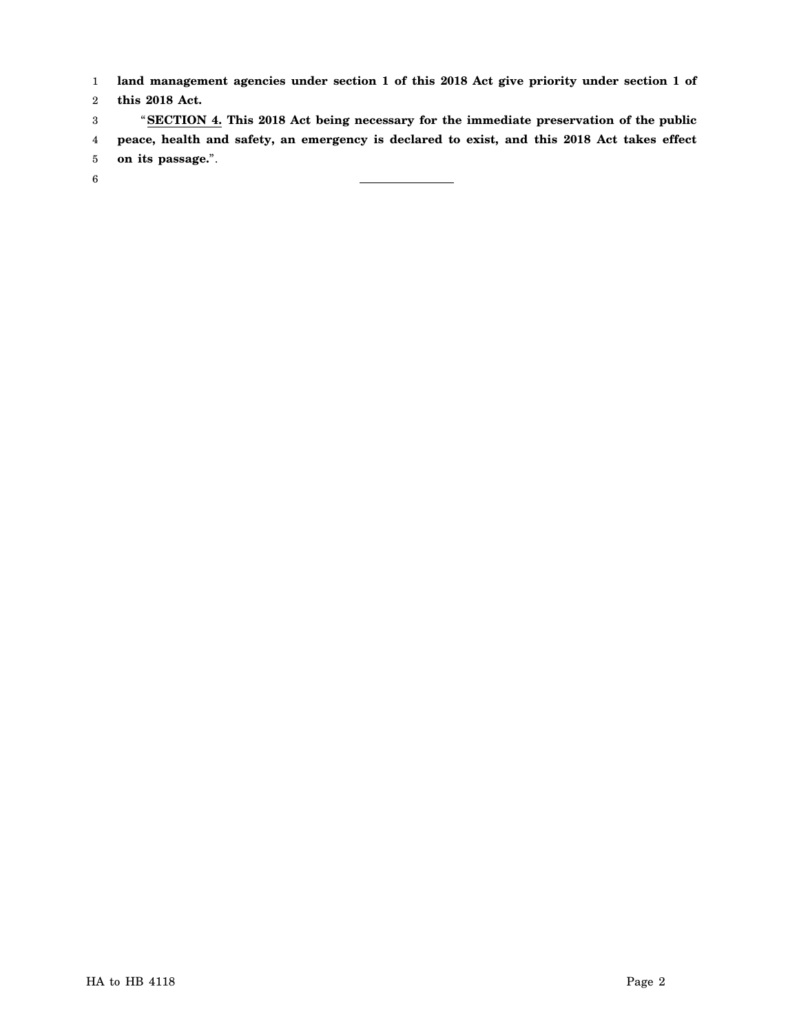**land management agencies under section 1 of this 2018 Act give priority under section 1 of this 2018 Act.**

"**SECTION 4. This 2018 Act being necessary for the immediate preservation of the public peace, health and safety, an emergency is declared to exist, and this 2018 Act takes effect on its passage.**".

---